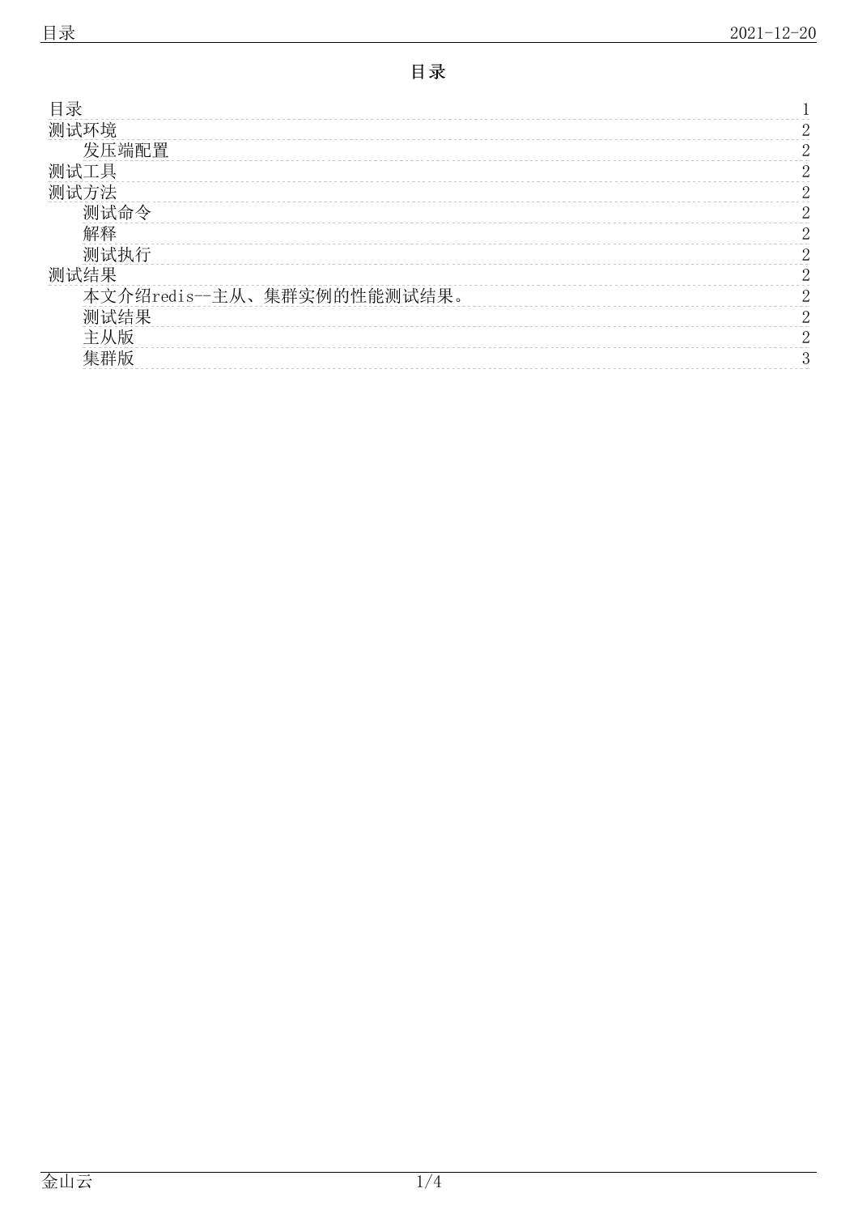# 目录

- 目录 1
- 测试环境 2
  - 发压端配置 2
- 测试工具 2
- 测试方法 2
  - 测试命令 2
  - 解释 2
  - 测试执行 2
- 测试结果 2
  - 本文介绍redis--主从、集群实例的性能测试结果。 2
  - 测试结果 2
  - 主从版 2
  - 集群版 3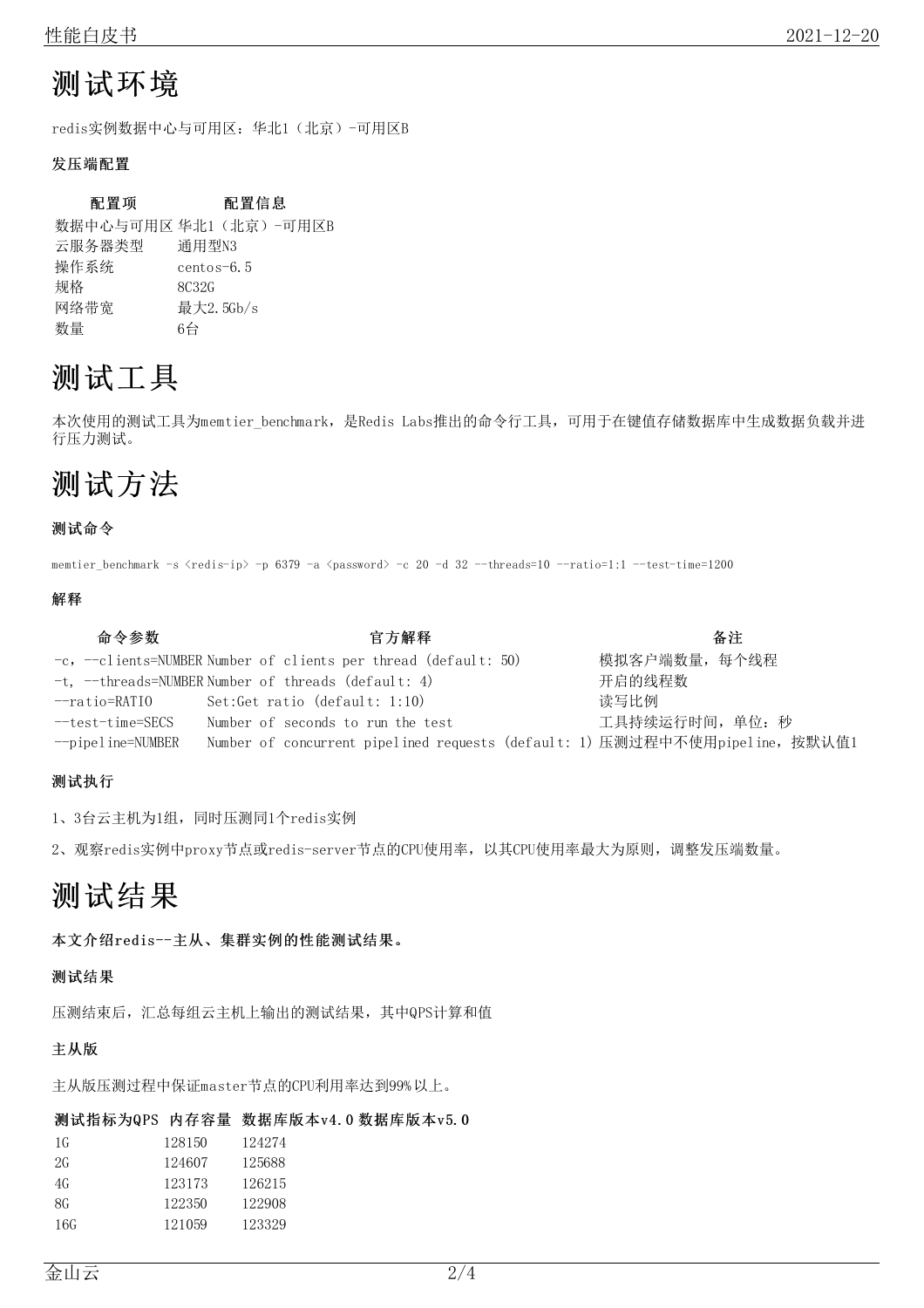// 测试环境

# 测试环境

redis实例数据中心与可用区：华北1（北京）-可用区B

### 发压端配置

| 配置项 | 配置信息 |
| --- | --- |
| 数据中心与可用区 | 华北1（北京）-可用区B |
| 云服务器类型 | 通用型N3 |
| 操作系统 | centos-6.5 |
| 规格 | 8C32G |
| 网络带宽 | 最大2.5Gb/s |
| 数量 | 6台 |

# 测试工具

本次使用的测试工具为memtier_benchmark，是Redis Labs推出的命令行工具，可用于在键值存储数据库中生成数据负载并进行压力测试。

# 测试方法

### 测试命令

```
memtier_benchmark -s <redis-ip> -p 6379 -a <password> -c 20 -d 32 --threads=10 --ratio=1:1 --test-time=1200
```

### 解释

| 命令参数 | 官方解释 | 备注 |
| --- | --- | --- |
| -c，--clients=NUMBER | Number of clients per thread (default: 50) | 模拟客户端数量，每个线程 |
| -t, --threads=NUMBER | Number of threads (default: 4) | 开启的线程数 |
| --ratio=RATIO | Set:Get ratio (default: 1:10) | 读写比例 |
| --test-time=SECS | Number of seconds to run the test | 工具持续运行时间，单位：秒 |
| --pipeline=NUMBER | Number of concurrent pipelined requests (default: 1) | 压测过程中不使用pipeline，按默认值1 |

### 测试执行

1、3台云主机为1组，同时压测同1个redis实例

2、观察redis实例中proxy节点或redis-server节点的CPU使用率，以其CPU使用率最大为原则，调整发压端数量。

# 测试结果

**本文介绍redis--主从、集群实例的性能测试结果。**

### 测试结果

压测结束后，汇总每组云主机上输出的测试结果，其中QPS计算和值

### 主从版

主从版压测过程中保证master节点的CPU利用率达到99%以上。

| 测试指标为QPS 内存容量 | 数据库版本v4.0 | 数据库版本v5.0 |
| --- | --- | --- |
| 1G | 128150 | 124274 |
| 2G | 124607 | 125688 |
| 4G | 123173 | 126215 |
| 8G | 122350 | 122908 |
| 16G | 121059 | 123329 |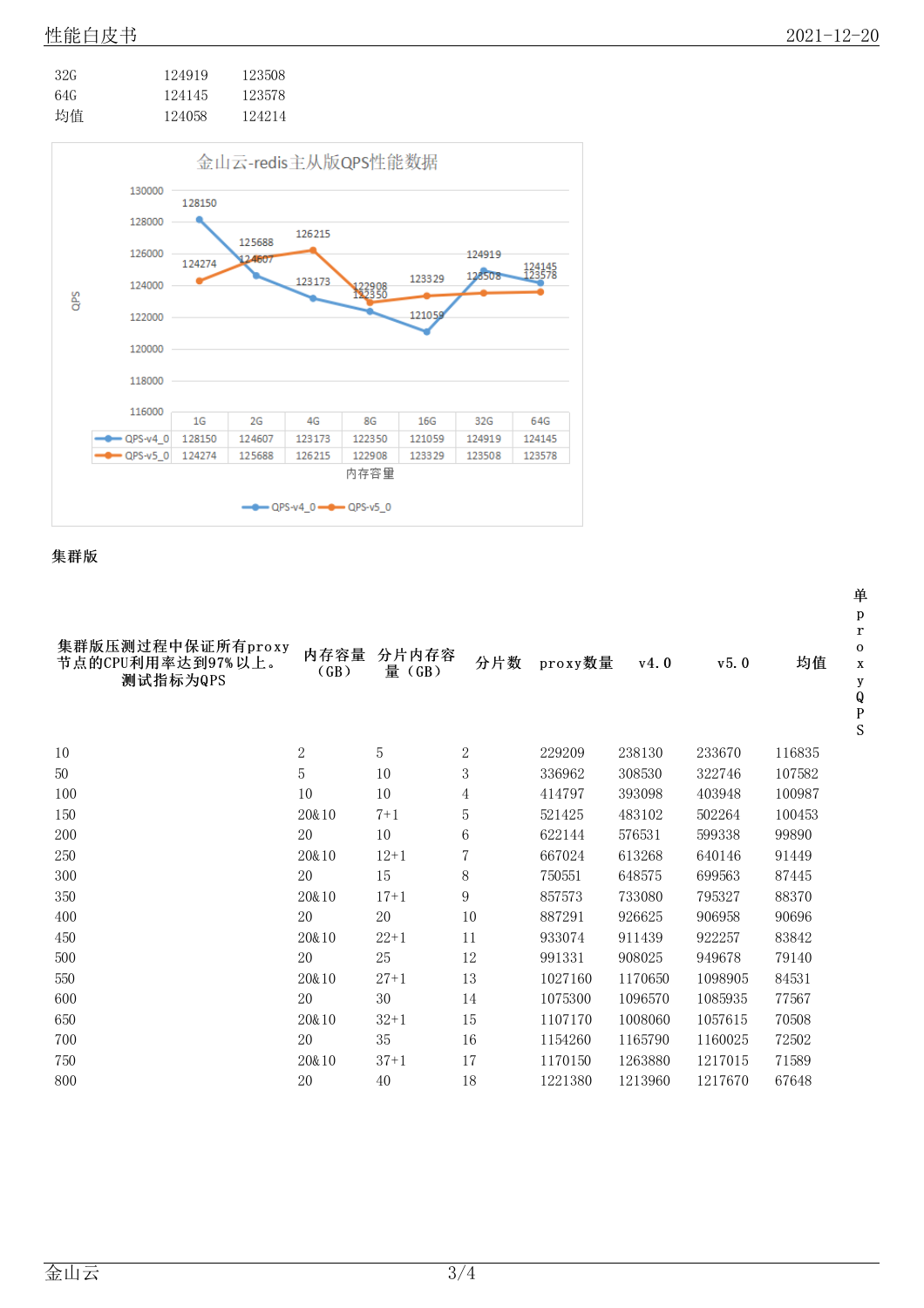| | | |
|---|---|---|
| 32G | 124919 | 123508 |
| 64G | 124145 | 123578 |
| 均值 | 124058 | 124214 |

金山云-redis主从版QPS性能数据

| 内存容量 | 1G | 2G | 4G | 8G | 16G | 32G | 64G |
|---|---|---|---|---|---|---|---|
| QPS-v4_0 | 128150 | 124607 | 123173 | 122350 | 121059 | 124919 | 124145 |
| QPS-v5_0 | 124274 | 125688 | 126215 | 122908 | 123329 | 123508 | 123578 |

**集群版**

| 集群版压测过程中保证所有proxy节点的CPU利用率达到97%以上。测试指标为QPS | 内存容量（GB） | 分片内存容量（GB） | 分片数 | proxy数量 | v4.0 | v5.0 | 均值 | 单proxyQPS |
|---|---|---|---|---|---|---|---|---|
| 10 | 2 | 5 | 2 | 229209 | 238130 | 233670 | 116835 | |
| 50 | 5 | 10 | 3 | 336962 | 308530 | 322746 | 107582 | |
| 100 | 10 | 10 | 4 | 414797 | 393098 | 403948 | 100987 | |
| 150 | 20&10 | 7+1 | 5 | 521425 | 483102 | 502264 | 100453 | |
| 200 | 20 | 10 | 6 | 622144 | 576531 | 599338 | 99890 | |
| 250 | 20&10 | 12+1 | 7 | 667024 | 613268 | 640146 | 91449 | |
| 300 | 20 | 15 | 8 | 750551 | 648575 | 699563 | 87445 | |
| 350 | 20&10 | 17+1 | 9 | 857573 | 733080 | 795327 | 88370 | |
| 400 | 20 | 20 | 10 | 887291 | 926625 | 906958 | 90696 | |
| 450 | 20&10 | 22+1 | 11 | 933074 | 911439 | 922257 | 83842 | |
| 500 | 20 | 25 | 12 | 991331 | 908025 | 949678 | 79140 | |
| 550 | 20&10 | 27+1 | 13 | 1027160 | 1170650 | 1098905 | 84531 | |
| 600 | 20 | 30 | 14 | 1075300 | 1096570 | 1085935 | 77567 | |
| 650 | 20&10 | 32+1 | 15 | 1107170 | 1008060 | 1057615 | 70508 | |
| 700 | 20 | 35 | 16 | 1154260 | 1165790 | 1160025 | 72502 | |
| 750 | 20&10 | 37+1 | 17 | 1170150 | 1263880 | 1217015 | 71589 | |
| 800 | 20 | 40 | 18 | 1221380 | 1213960 | 1217670 | 67648 | |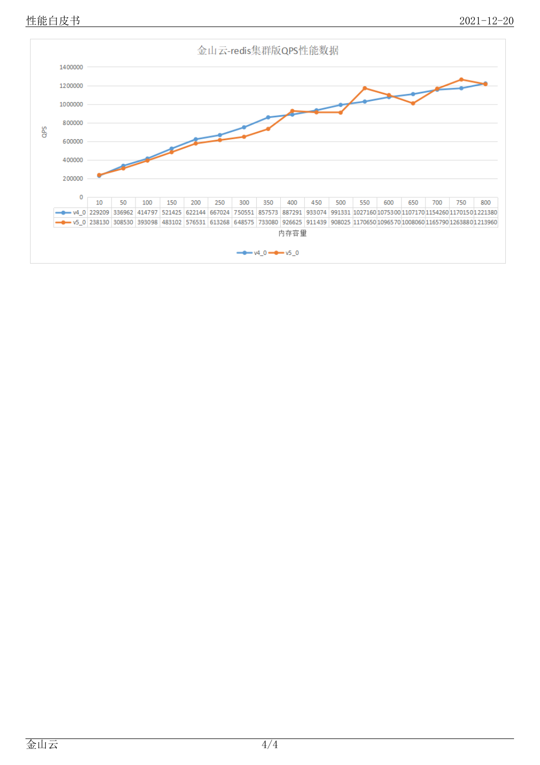金山云-redis集群版QPS性能数据

QPS

1400000
1200000
1000000
800000
600000
400000
200000
0

10 50 100 150 200 250 300 350 400 450 500 550 600 650 700 750 800

v4_0 229209 336962 414797 521425 622144 667024 750551 857573 887291 933074 991331 1027160 1075300 1107170 1154260 1170150 1221380

v5_0 238130 308530 393098 483102 576531 613268 648575 733080 926625 911439 908025 1170650 1096570 1008060 1165790 1263880 1213960

内存容量

v4_0 v5_0